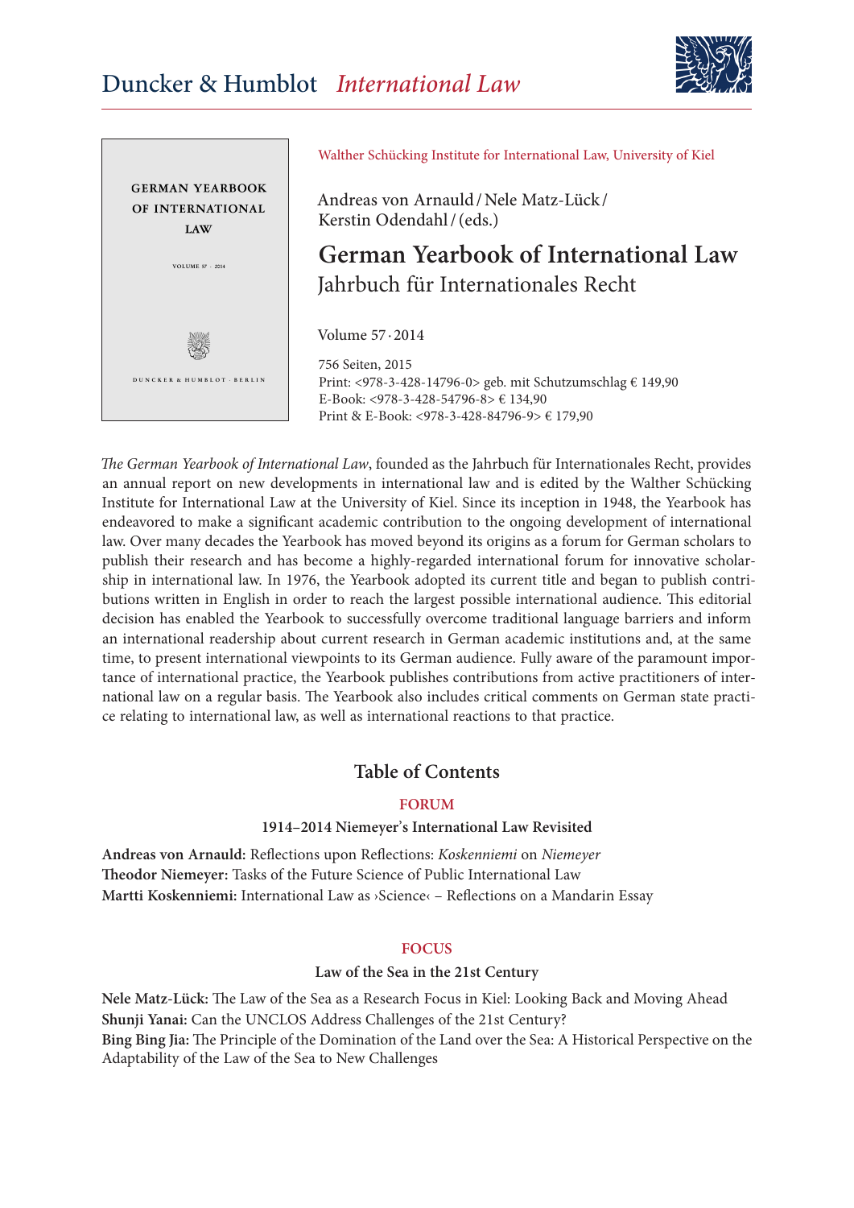# Duncker & Humblot *International Law*

GERMAN YEARBOOK OF INTERNATIONAL LAW

VOLUME 57 · 2014

DUNCKER & HUMBLOT · BERLIN

Walther Schücking Institute for International Law, University of Kiel

Andreas von Arnauld / Nele Matz-Lück / Kerstin Odendahl / (eds.)

## German Yearbook of International Law

Jahrbuch für Internationales Recht

Volume 57 · 2014

756 Seiten, 2015
Print: <978-3-428-14796-0> geb. mit Schutzumschlag € 149,90
E-Book: <978-3-428-54796-8> € 134,90
Print & E-Book: <978-3-428-84796-9> € 179,90

*The German Yearbook of International Law*, founded as the Jahrbuch für Internationales Recht, provides an annual report on new developments in international law and is edited by the Walther Schücking Institute for International Law at the University of Kiel. Since its inception in 1948, the Yearbook has endeavored to make a significant academic contribution to the ongoing development of international law. Over many decades the Yearbook has moved beyond its origins as a forum for German scholars to publish their research and has become a highly-regarded international forum for innovative scholarship in international law. In 1976, the Yearbook adopted its current title and began to publish contributions written in English in order to reach the largest possible international audience. This editorial decision has enabled the Yearbook to successfully overcome traditional language barriers and inform an international readership about current research in German academic institutions and, at the same time, to present international viewpoints to its German audience. Fully aware of the paramount importance of international practice, the Yearbook publishes contributions from active practitioners of international law on a regular basis. The Yearbook also includes critical comments on German state practice relating to international law, as well as international reactions to that practice.

## Table of Contents

### FORUM

**1914–2014 Niemeyer's International Law Revisited**

**Andreas von Arnauld:** Reflections upon Reflections: *Koskenniemi* on *Niemeyer*
**Theodor Niemeyer:** Tasks of the Future Science of Public International Law
**Martti Koskenniemi:** International Law as ›Science‹ – Reflections on a Mandarin Essay

### FOCUS

**Law of the Sea in the 21st Century**

**Nele Matz-Lück:** The Law of the Sea as a Research Focus in Kiel: Looking Back and Moving Ahead
**Shunji Yanai:** Can the UNCLOS Address Challenges of the 21st Century?
**Bing Bing Jia:** The Principle of the Domination of the Land over the Sea: A Historical Perspective on the Adaptability of the Law of the Sea to New Challenges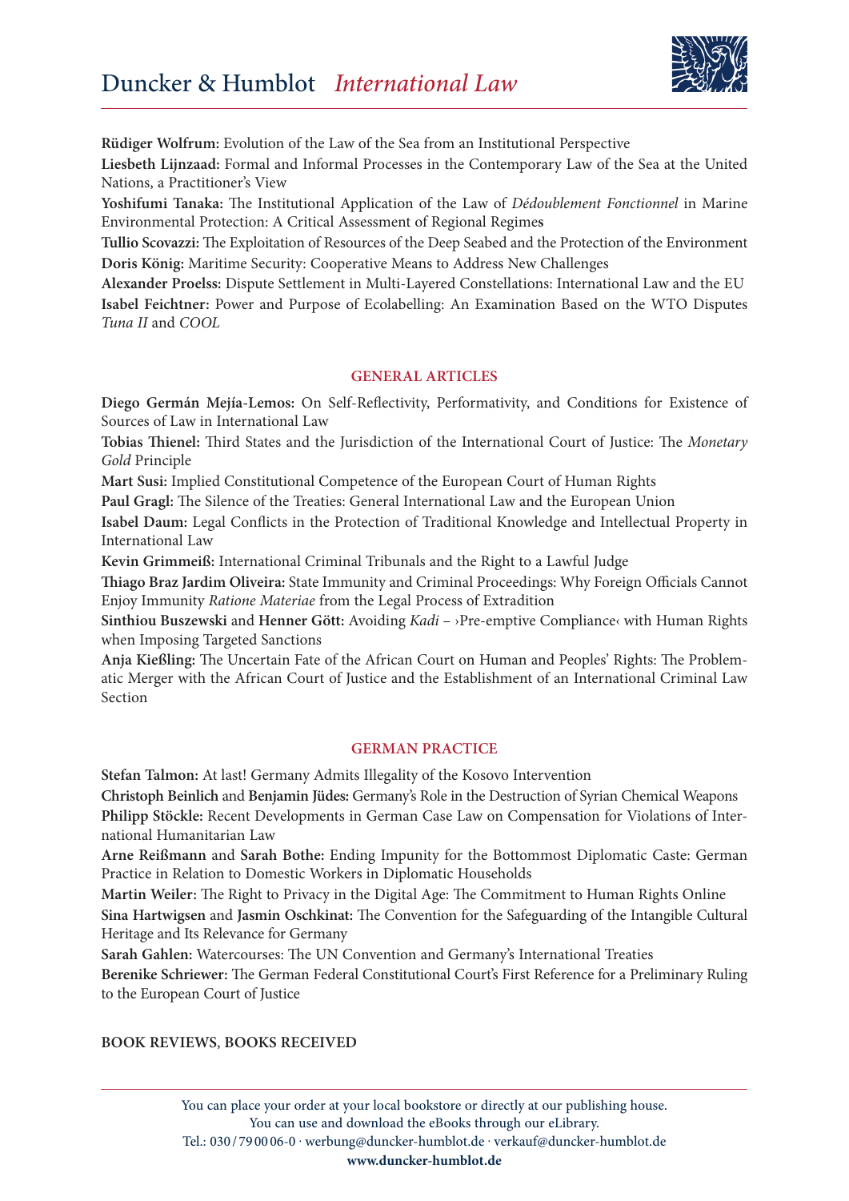# Duncker & Humblot *International Law*

**Rüdiger Wolfrum:** Evolution of the Law of the Sea from an Institutional Perspective

**Liesbeth Lijnzaad:** Formal and Informal Processes in the Contemporary Law of the Sea at the United Nations, a Practitioner's View

**Yoshifumi Tanaka:** The Institutional Application of the Law of *Dédoublement Fonctionnel* in Marine Environmental Protection: A Critical Assessment of Regional Regimes

**Tullio Scovazzi:** The Exploitation of Resources of the Deep Seabed and the Protection of the Environment

**Doris König:** Maritime Security: Cooperative Means to Address New Challenges

**Alexander Proelss:** Dispute Settlement in Multi-Layered Constellations: International Law and the EU

**Isabel Feichtner:** Power and Purpose of Ecolabelling: An Examination Based on the WTO Disputes *Tuna II* and *COOL*

## GENERAL ARTICLES

**Diego Germán Mejía-Lemos:** On Self-Reflectivity, Performativity, and Conditions for Existence of Sources of Law in International Law

**Tobias Thienel:** Third States and the Jurisdiction of the International Court of Justice: The *Monetary Gold* Principle

**Mart Susi:** Implied Constitutional Competence of the European Court of Human Rights

**Paul Gragl:** The Silence of the Treaties: General International Law and the European Union

**Isabel Daum:** Legal Conflicts in the Protection of Traditional Knowledge and Intellectual Property in International Law

**Kevin Grimmeiß:** International Criminal Tribunals and the Right to a Lawful Judge

**Thiago Braz Jardim Oliveira:** State Immunity and Criminal Proceedings: Why Foreign Officials Cannot Enjoy Immunity *Ratione Materiae* from the Legal Process of Extradition

**Sinthiou Buszewski** and **Henner Gött:** Avoiding *Kadi* – ›Pre-emptive Compliance‹ with Human Rights when Imposing Targeted Sanctions

**Anja Kießling:** The Uncertain Fate of the African Court on Human and Peoples' Rights: The Problematic Merger with the African Court of Justice and the Establishment of an International Criminal Law Section

## GERMAN PRACTICE

**Stefan Talmon:** At last! Germany Admits Illegality of the Kosovo Intervention

**Christoph Beinlich** and **Benjamin Jüdes:** Germany's Role in the Destruction of Syrian Chemical Weapons

**Philipp Stöckle:** Recent Developments in German Case Law on Compensation for Violations of International Humanitarian Law

**Arne Reißmann** and **Sarah Bothe:** Ending Impunity for the Bottommost Diplomatic Caste: German Practice in Relation to Domestic Workers in Diplomatic Households

**Martin Weiler:** The Right to Privacy in the Digital Age: The Commitment to Human Rights Online

**Sina Hartwigsen** and **Jasmin Oschkinat:** The Convention for the Safeguarding of the Intangible Cultural Heritage and Its Relevance for Germany

**Sarah Gahlen:** Watercourses: The UN Convention and Germany's International Treaties

**Berenike Schriewer:** The German Federal Constitutional Court's First Reference for a Preliminary Ruling to the European Court of Justice

**BOOK REVIEWS, BOOKS RECEIVED**

You can place your order at your local bookstore or directly at our publishing house.
You can use and download the eBooks through our eLibrary.
Tel.: 030 / 79 00 06-0 · werbung@duncker-humblot.de · verkauf@duncker-humblot.de
**www.duncker-humblot.de**